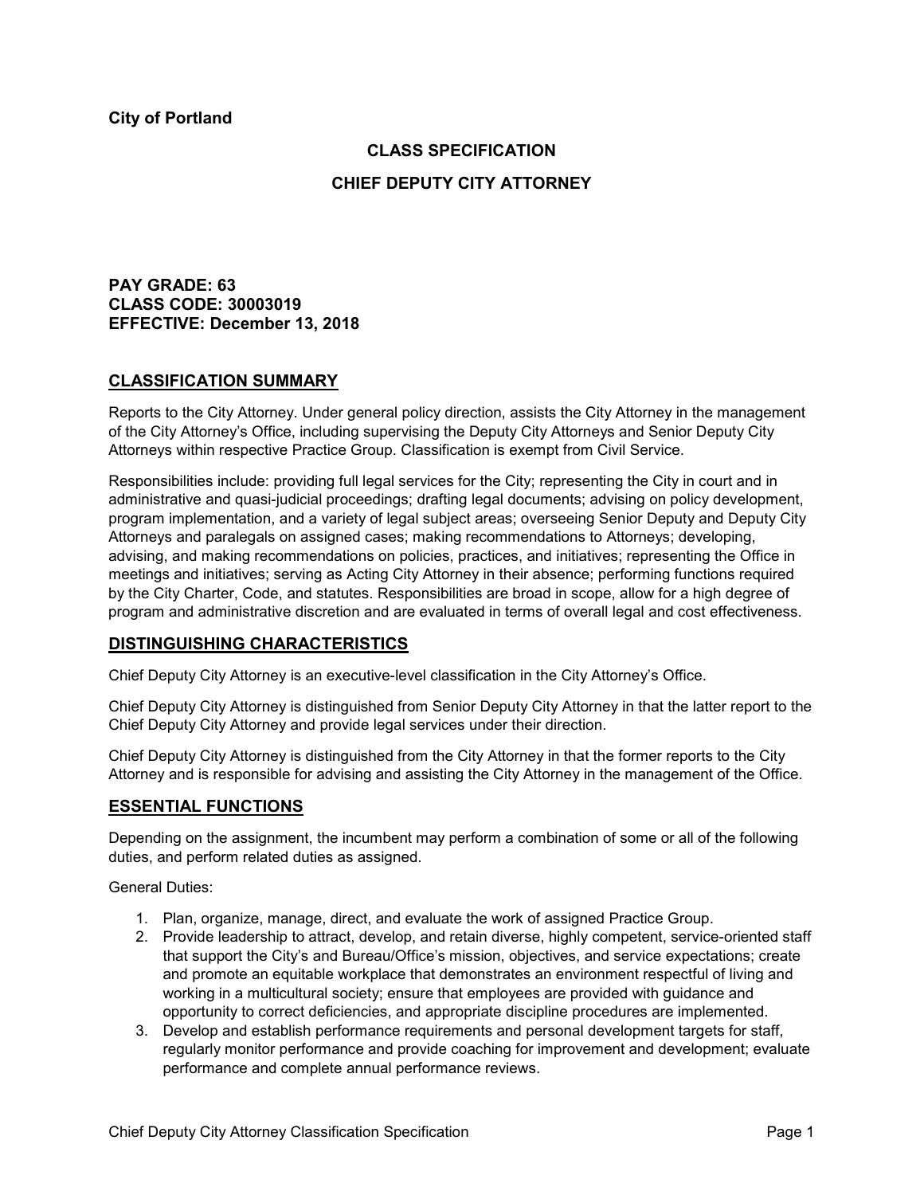**City of Portland**

## CLASS SPECIFICATION

## CHIEF DEPUTY CITY ATTORNEY

**PAY GRADE: 63**
**CLASS CODE: 30003019**
**EFFECTIVE: December 13, 2018**

## CLASSIFICATION SUMMARY

Reports to the City Attorney. Under general policy direction, assists the City Attorney in the management of the City Attorney's Office, including supervising the Deputy City Attorneys and Senior Deputy City Attorneys within respective Practice Group. Classification is exempt from Civil Service.

Responsibilities include: providing full legal services for the City; representing the City in court and in administrative and quasi-judicial proceedings; drafting legal documents; advising on policy development, program implementation, and a variety of legal subject areas; overseeing Senior Deputy and Deputy City Attorneys and paralegals on assigned cases; making recommendations to Attorneys; developing, advising, and making recommendations on policies, practices, and initiatives; representing the Office in meetings and initiatives; serving as Acting City Attorney in their absence; performing functions required by the City Charter, Code, and statutes. Responsibilities are broad in scope, allow for a high degree of program and administrative discretion and are evaluated in terms of overall legal and cost effectiveness.

## DISTINGUISHING CHARACTERISTICS

Chief Deputy City Attorney is an executive-level classification in the City Attorney's Office.

Chief Deputy City Attorney is distinguished from Senior Deputy City Attorney in that the latter report to the Chief Deputy City Attorney and provide legal services under their direction.

Chief Deputy City Attorney is distinguished from the City Attorney in that the former reports to the City Attorney and is responsible for advising and assisting the City Attorney in the management of the Office.

## ESSENTIAL FUNCTIONS

Depending on the assignment, the incumbent may perform a combination of some or all of the following duties, and perform related duties as assigned.

General Duties:

1. Plan, organize, manage, direct, and evaluate the work of assigned Practice Group.
2. Provide leadership to attract, develop, and retain diverse, highly competent, service-oriented staff that support the City's and Bureau/Office's mission, objectives, and service expectations; create and promote an equitable workplace that demonstrates an environment respectful of living and working in a multicultural society; ensure that employees are provided with guidance and opportunity to correct deficiencies, and appropriate discipline procedures are implemented.
3. Develop and establish performance requirements and personal development targets for staff, regularly monitor performance and provide coaching for improvement and development; evaluate performance and complete annual performance reviews.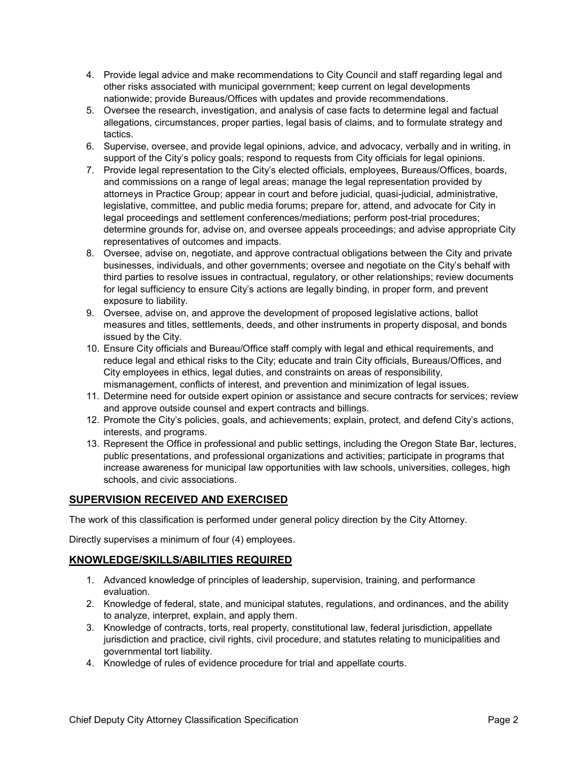4. Provide legal advice and make recommendations to City Council and staff regarding legal and other risks associated with municipal government; keep current on legal developments nationwide; provide Bureaus/Offices with updates and provide recommendations.
5. Oversee the research, investigation, and analysis of case facts to determine legal and factual allegations, circumstances, proper parties, legal basis of claims, and to formulate strategy and tactics.
6. Supervise, oversee, and provide legal opinions, advice, and advocacy, verbally and in writing, in support of the City's policy goals; respond to requests from City officials for legal opinions.
7. Provide legal representation to the City's elected officials, employees, Bureaus/Offices, boards, and commissions on a range of legal areas; manage the legal representation provided by attorneys in Practice Group; appear in court and before judicial, quasi-judicial, administrative, legislative, committee, and public media forums; prepare for, attend, and advocate for City in legal proceedings and settlement conferences/mediations; perform post-trial procedures; determine grounds for, advise on, and oversee appeals proceedings; and advise appropriate City representatives of outcomes and impacts.
8. Oversee, advise on, negotiate, and approve contractual obligations between the City and private businesses, individuals, and other governments; oversee and negotiate on the City's behalf with third parties to resolve issues in contractual, regulatory, or other relationships; review documents for legal sufficiency to ensure City's actions are legally binding, in proper form, and prevent exposure to liability.
9. Oversee, advise on, and approve the development of proposed legislative actions, ballot measures and titles, settlements, deeds, and other instruments in property disposal, and bonds issued by the City.
10. Ensure City officials and Bureau/Office staff comply with legal and ethical requirements, and reduce legal and ethical risks to the City; educate and train City officials, Bureaus/Offices, and City employees in ethics, legal duties, and constraints on areas of responsibility, mismanagement, conflicts of interest, and prevention and minimization of legal issues.
11. Determine need for outside expert opinion or assistance and secure contracts for services; review and approve outside counsel and expert contracts and billings.
12. Promote the City's policies, goals, and achievements; explain, protect, and defend City's actions, interests, and programs.
13. Represent the Office in professional and public settings, including the Oregon State Bar, lectures, public presentations, and professional organizations and activities; participate in programs that increase awareness for municipal law opportunities with law schools, universities, colleges, high schools, and civic associations.

## SUPERVISION RECEIVED AND EXERCISED

The work of this classification is performed under general policy direction by the City Attorney.

Directly supervises a minimum of four (4) employees.

## KNOWLEDGE/SKILLS/ABILITIES REQUIRED

1. Advanced knowledge of principles of leadership, supervision, training, and performance evaluation.
2. Knowledge of federal, state, and municipal statutes, regulations, and ordinances, and the ability to analyze, interpret, explain, and apply them.
3. Knowledge of contracts, torts, real property, constitutional law, federal jurisdiction, appellate jurisdiction and practice, civil rights, civil procedure, and statutes relating to municipalities and governmental tort liability.
4. Knowledge of rules of evidence procedure for trial and appellate courts.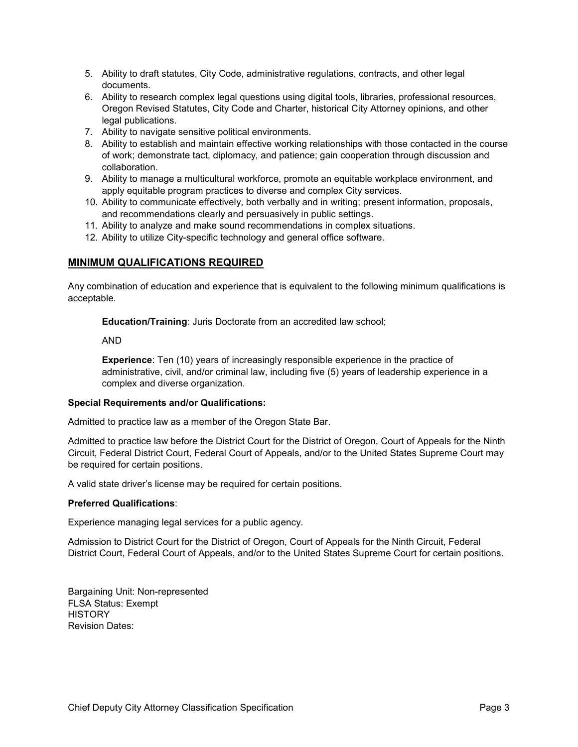5. Ability to draft statutes, City Code, administrative regulations, contracts, and other legal documents.
6. Ability to research complex legal questions using digital tools, libraries, professional resources, Oregon Revised Statutes, City Code and Charter, historical City Attorney opinions, and other legal publications.
7. Ability to navigate sensitive political environments.
8. Ability to establish and maintain effective working relationships with those contacted in the course of work; demonstrate tact, diplomacy, and patience; gain cooperation through discussion and collaboration.
9. Ability to manage a multicultural workforce, promote an equitable workplace environment, and apply equitable program practices to diverse and complex City services.
10. Ability to communicate effectively, both verbally and in writing; present information, proposals, and recommendations clearly and persuasively in public settings.
11. Ability to analyze and make sound recommendations in complex situations.
12. Ability to utilize City-specific technology and general office software.

## MINIMUM QUALIFICATIONS REQUIRED

Any combination of education and experience that is equivalent to the following minimum qualifications is acceptable.

**Education/Training**: Juris Doctorate from an accredited law school;

AND

**Experience**: Ten (10) years of increasingly responsible experience in the practice of administrative, civil, and/or criminal law, including five (5) years of leadership experience in a complex and diverse organization.

**Special Requirements and/or Qualifications:**

Admitted to practice law as a member of the Oregon State Bar.

Admitted to practice law before the District Court for the District of Oregon, Court of Appeals for the Ninth Circuit, Federal District Court, Federal Court of Appeals, and/or to the United States Supreme Court may be required for certain positions.

A valid state driver's license may be required for certain positions.

**Preferred Qualifications**:

Experience managing legal services for a public agency.

Admission to District Court for the District of Oregon, Court of Appeals for the Ninth Circuit, Federal District Court, Federal Court of Appeals, and/or to the United States Supreme Court for certain positions.

Bargaining Unit: Non-represented
FLSA Status: Exempt
HISTORY
Revision Dates: